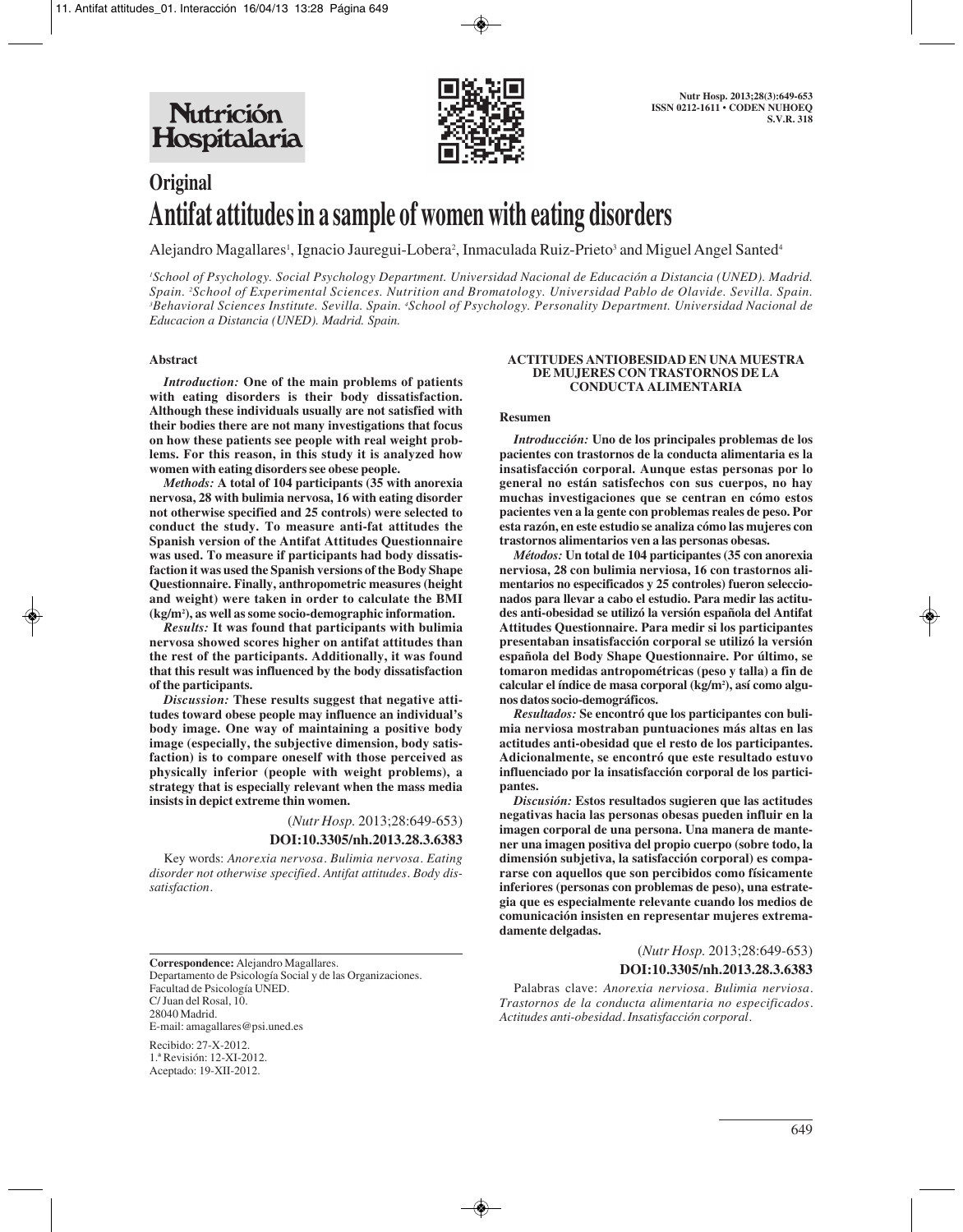# Original

# Antifat attitudes in a sample of women with eating disorders

Alejandro Magallares[1], Ignacio Jauregui-Lobera[2], Inmaculada Ruiz-Prieto[3] and Miguel Angel Santed[4]

*[1]School of Psychology. Social Psychology Department. Universidad Nacional de Educación a Distancia (UNED). Madrid. Spain. [2]School of Experimental Sciences. Nutrition and Bromatology. Universidad Pablo de Olavide. Sevilla. Spain. [3]Behavioral Sciences Institute. Sevilla. Spain. [4]School of Psychology. Personality Department. Universidad Nacional de Educacion a Distancia (UNED). Madrid. Spain.*

## Abstract

***Introduction:*** **One of the main problems of patients with eating disorders is their body dissatisfaction. Although these individuals usually are not satisfied with their bodies there are not many investigations that focus on how these patients see people with real weight problems. For this reason, in this study it is analyzed how women with eating disorders see obese people.**

***Methods:*** **A total of 104 participants (35 with anorexia nervosa, 28 with bulimia nervosa, 16 with eating disorder not otherwise specified and 25 controls) were selected to conduct the study. To measure anti-fat attitudes the Spanish version of the Antifat Attitudes Questionnaire was used. To measure if participants had body dissatisfaction it was used the Spanish versions of the Body Shape Questionnaire. Finally, anthropometric measures (height and weight) were taken in order to calculate the BMI (kg/m²), as well as some socio-demographic information.**

***Results:*** **It was found that participants with bulimia nervosa showed scores higher on antifat attitudes than the rest of the participants. Additionally, it was found that this result was influenced by the body dissatisfaction of the participants.**

***Discussion:*** **These results suggest that negative attitudes toward obese people may influence an individual's body image. One way of maintaining a positive body image (especially, the subjective dimension, body satisfaction) is to compare oneself with those perceived as physically inferior (people with weight problems), a strategy that is especially relevant when the mass media insists in depict extreme thin women.**

(*Nutr Hosp.* 2013;28:649-653)

**DOI:10.3305/nh.2013.28.3.6383**

Key words: *Anorexia nervosa. Bulimia nervosa. Eating disorder not otherwise specified. Antifat attitudes. Body dissatisfaction.*

### ACTITUDES ANTIOBESIDAD EN UNA MUESTRA DE MUJERES CON TRASTORNOS DE LA CONDUCTA ALIMENTARIA

## Resumen

***Introducción:*** **Uno de los principales problemas de los pacientes con trastornos de la conducta alimentaria es la insatisfacción corporal. Aunque estas personas por lo general no están satisfechos con sus cuerpos, no hay muchas investigaciones que se centran en cómo estos pacientes ven a la gente con problemas reales de peso. Por esta razón, en este estudio se analiza cómo las mujeres con trastornos alimentarios ven a las personas obesas.**

***Métodos:*** **Un total de 104 participantes (35 con anorexia nerviosa, 28 con bulimia nerviosa, 16 con trastornos alimentarios no especificados y 25 controles) fueron seleccionados para llevar a cabo el estudio. Para medir las actitudes anti-obesidad se utilizó la versión española del Antifat Attitudes Questionnaire. Para medir si los participantes presentaban insatisfacción corporal se utilizó la versión española del Body Shape Questionnaire. Por último, se tomaron medidas antropométricas (peso y talla) a fin de calcular el índice de masa corporal (kg/m²), así como algunos datos socio-demográficos.**

***Resultados:*** **Se encontró que los participantes con bulimia nerviosa mostraban puntuaciones más altas en las actitudes anti-obesidad que el resto de los participantes. Adicionalmente, se encontró que este resultado estuvo influenciado por la insatisfacción corporal de los participantes.**

***Discusión:*** **Estos resultados sugieren que las actitudes negativas hacia las personas obesas pueden influir en la imagen corporal de una persona. Una manera de mantener una imagen positiva del propio cuerpo (sobre todo, la dimensión subjetiva, la satisfacción corporal) es compararse con aquellos que son percibidos como físicamente inferiores (personas con problemas de peso), una estrategia que es especialmente relevante cuando los medios de comunicación insisten en representar mujeres extremadamente delgadas.**

(*Nutr Hosp.* 2013;28:649-653)

**DOI:10.3305/nh.2013.28.3.6383**

Palabras clave: *Anorexia nerviosa. Bulimia nerviosa. Trastornos de la conducta alimentaria no especificados. Actitudes anti-obesidad. Insatisfacción corporal.*

---

**Correspondence:** Alejandro Magallares.
Departamento de Psicología Social y de las Organizaciones.
Facultad de Psicología UNED.
C/ Juan del Rosal, 10.
28040 Madrid.
E-mail: amagallares@psi.uned.es

Recibido: 27-X-2012.
1.ª Revisión: 12-XI-2012.
Aceptado: 19-XII-2012.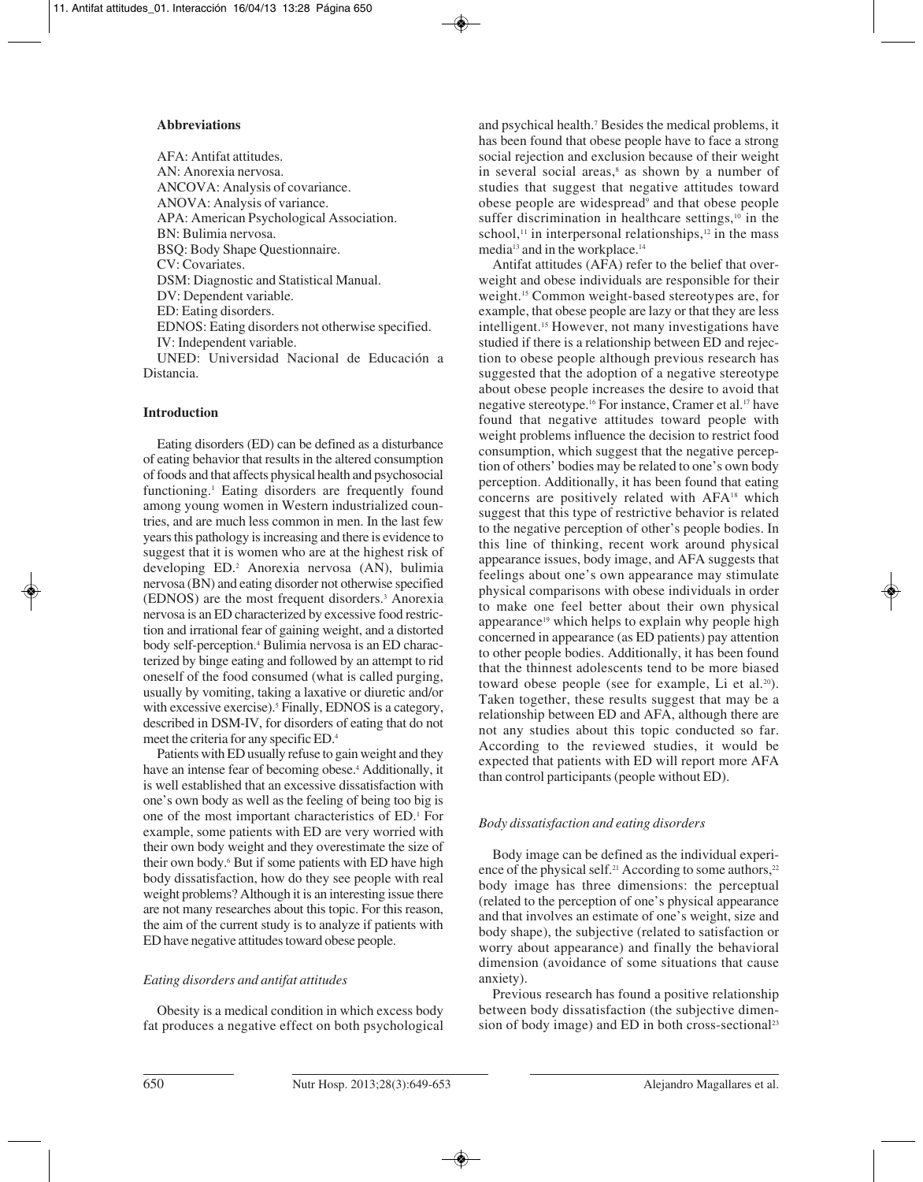## Abbreviations

AFA: Antifat attitudes.
AN: Anorexia nervosa.
ANCOVA: Analysis of covariance.
ANOVA: Analysis of variance.
APA: American Psychological Association.
BN: Bulimia nervosa.
BSQ: Body Shape Questionnaire.
CV: Covariates.
DSM: Diagnostic and Statistical Manual.
DV: Dependent variable.
ED: Eating disorders.
EDNOS: Eating disorders not otherwise specified.
IV: Independent variable.
UNED: Universidad Nacional de Educación a Distancia.

## Introduction

Eating disorders (ED) can be defined as a disturbance of eating behavior that results in the altered consumption of foods and that affects physical health and psychosocial functioning.[1] Eating disorders are frequently found among young women in Western industrialized countries, and are much less common in men. In the last few years this pathology is increasing and there is evidence to suggest that it is women who are at the highest risk of developing ED.[2] Anorexia nervosa (AN), bulimia nervosa (BN) and eating disorder not otherwise specified (EDNOS) are the most frequent disorders.[3] Anorexia nervosa is an ED characterized by excessive food restriction and irrational fear of gaining weight, and a distorted body self-perception.[4] Bulimia nervosa is an ED characterized by binge eating and followed by an attempt to rid oneself of the food consumed (what is called purging, usually by vomiting, taking a laxative or diuretic and/or with excessive exercise).[5] Finally, EDNOS is a category, described in DSM-IV, for disorders of eating that do not meet the criteria for any specific ED.[4]

Patients with ED usually refuse to gain weight and they have an intense fear of becoming obese.[4] Additionally, it is well established that an excessive dissatisfaction with one's own body as well as the feeling of being too big is one of the most important characteristics of ED.[1] For example, some patients with ED are very worried with their own body weight and they overestimate the size of their own body.[6] But if some patients with ED have high body dissatisfaction, how do they see people with real weight problems? Although it is an interesting issue there are not many researches about this topic. For this reason, the aim of the current study is to analyze if patients with ED have negative attitudes toward obese people.

### *Eating disorders and antifat attitudes*

Obesity is a medical condition in which excess body fat produces a negative effect on both psychological and psychical health.[7] Besides the medical problems, it has been found that obese people have to face a strong social rejection and exclusion because of their weight in several social areas,[8] as shown by a number of studies that suggest that negative attitudes toward obese people are widespread[9] and that obese people suffer discrimination in healthcare settings,[10] in the school,[11] in interpersonal relationships,[12] in the mass media[13] and in the workplace.[14]

Antifat attitudes (AFA) refer to the belief that overweight and obese individuals are responsible for their weight.[15] Common weight-based stereotypes are, for example, that obese people are lazy or that they are less intelligent.[15] However, not many investigations have studied if there is a relationship between ED and rejection to obese people although previous research has suggested that the adoption of a negative stereotype about obese people increases the desire to avoid that negative stereotype.[16] For instance, Cramer et al.[17] have found that negative attitudes toward people with weight problems influence the decision to restrict food consumption, which suggest that the negative perception of others' bodies may be related to one's own body perception. Additionally, it has been found that eating concerns are positively related with AFA[18] which suggest that this type of restrictive behavior is related to the negative perception of other's people bodies. In this line of thinking, recent work around physical appearance issues, body image, and AFA suggests that feelings about one's own appearance may stimulate physical comparisons with obese individuals in order to make one feel better about their own physical appearance[19] which helps to explain why people high concerned in appearance (as ED patients) pay attention to other people bodies. Additionally, it has been found that the thinnest adolescents tend to be more biased toward obese people (see for example, Li et al.[20]). Taken together, these results suggest that may be a relationship between ED and AFA, although there are not any studies about this topic conducted so far. According to the reviewed studies, it would be expected that patients with ED will report more AFA than control participants (people without ED).

### *Body dissatisfaction and eating disorders*

Body image can be defined as the individual experience of the physical self.[21] According to some authors,[22] body image has three dimensions: the perceptual (related to the perception of one's physical appearance and that involves an estimate of one's weight, size and body shape), the subjective (related to satisfaction or worry about appearance) and finally the behavioral dimension (avoidance of some situations that cause anxiety).

Previous research has found a positive relationship between body dissatisfaction (the subjective dimension of body image) and ED in both cross-sectional[23]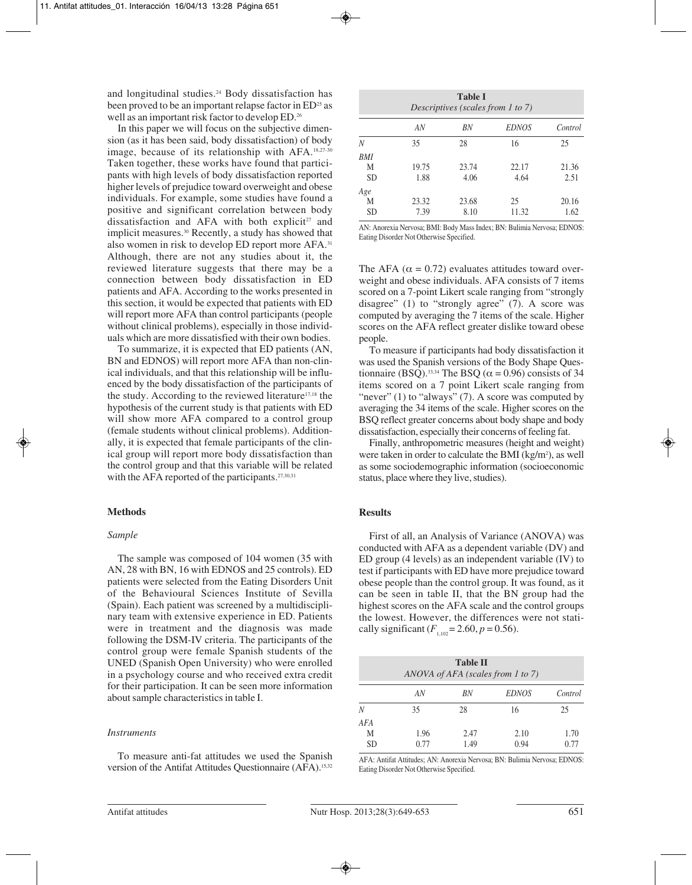and longitudinal studies.[24] Body dissatisfaction has been proved to be an important relapse factor in ED[25] as well as an important risk factor to develop ED.[26]

In this paper we will focus on the subjective dimension (as it has been said, body dissatisfaction) of body image, because of its relationship with AFA.[18,27-30] Taken together, these works have found that participants with high levels of body dissatisfaction reported higher levels of prejudice toward overweight and obese individuals. For example, some studies have found a positive and significant correlation between body dissatisfaction and AFA with both explicit[27] and implicit measures.[30] Recently, a study has showed that also women in risk to develop ED report more AFA.[31] Although, there are not any studies about it, the reviewed literature suggests that there may be a connection between body dissatisfaction in ED patients and AFA. According to the works presented in this section, it would be expected that patients with ED will report more AFA than control participants (people without clinical problems), especially in those individuals which are more dissatisfied with their own bodies.

To summarize, it is expected that ED patients (AN, BN and EDNOS) will report more AFA than non-clinical individuals, and that this relationship will be influenced by the body dissatisfaction of the participants of the study. According to the reviewed literature[17,18] the hypothesis of the current study is that patients with ED will show more AFA compared to a control group (female students without clinical problems). Additionally, it is expected that female participants of the clinical group will report more body dissatisfaction than the control group and that this variable will be related with the AFA reported of the participants.[27,30,31]

## Methods

### *Sample*

The sample was composed of 104 women (35 with AN, 28 with BN, 16 with EDNOS and 25 controls). ED patients were selected from the Eating Disorders Unit of the Behavioural Sciences Institute of Sevilla (Spain). Each patient was screened by a multidisciplinary team with extensive experience in ED. Patients were in treatment and the diagnosis was made following the DSM-IV criteria. The participants of the control group were female Spanish students of the UNED (Spanish Open University) who were enrolled in a psychology course and who received extra credit for their participation. It can be seen more information about sample characteristics in table I.

**Table I**
*Descriptives (scales from 1 to 7)*

| | *AN* | *BN* | *EDNOS* | *Control* |
|---|---|---|---|---|
| *N* | 35 | 28 | 16 | 25 |
| *BMI* | | | | |
| M | 19.75 | 23.74 | 22.17 | 21.36 |
| SD | 1.88 | 4.06 | 4.64 | 2.51 |
| *Age* | | | | |
| M | 23.32 | 23.68 | 25 | 20.16 |
| SD | 7.39 | 8.10 | 11.32 | 1.62 |

AN: Anorexia Nervosa; BMI: Body Mass Index; BN: Bulimia Nervosa; EDNOS: Eating Disorder Not Otherwise Specified.

### *Instruments*

To measure anti-fat attitudes we used the Spanish version of the Antifat Attitudes Questionnaire (AFA).[15,32] The AFA ($\alpha = 0.72$) evaluates attitudes toward overweight and obese individuals. AFA consists of 7 items scored on a 7-point Likert scale ranging from "strongly disagree" (1) to "strongly agree" (7). A score was computed by averaging the 7 items of the scale. Higher scores on the AFA reflect greater dislike toward obese people.

To measure if participants had body dissatisfaction it was used the Spanish versions of the Body Shape Questionnaire (BSQ).[33,34] The BSQ ($\alpha = 0.96$) consists of 34 items scored on a 7 point Likert scale ranging from "never" (1) to "always" (7). A score was computed by averaging the 34 items of the scale. Higher scores on the BSQ reflect greater concerns about body shape and body dissatisfaction, especially their concerns of feeling fat.

Finally, anthropometric measures (height and weight) were taken in order to calculate the BMI (kg/m$^2$), as well as some sociodemographic information (socioeconomic status, place where they live, studies).

## Results

First of all, an Analysis of Variance (ANOVA) was conducted with AFA as a dependent variable (DV) and ED group (4 levels) as an independent variable (IV) to test if participants with ED have more prejudice toward obese people than the control group. It was found, as it can be seen in table II, that the BN group had the highest scores on the AFA scale and the control groups the lowest. However, the differences were not statically significant ($F_{1,102} = 2.60$, $p = 0.56$).

**Table II**
*ANOVA of AFA (scales from 1 to 7)*

| | *AN* | *BN* | *EDNOS* | *Control* |
|---|---|---|---|---|
| *N* | 35 | 28 | 16 | 25 |
| *AFA* | | | | |
| M | 1.96 | 2.47 | 2.10 | 1.70 |
| SD | 0.77 | 1.49 | 0.94 | 0.77 |

AFA: Antifat Attitudes; AN: Anorexia Nervosa; BN: Bulimia Nervosa; EDNOS: Eating Disorder Not Otherwise Specified.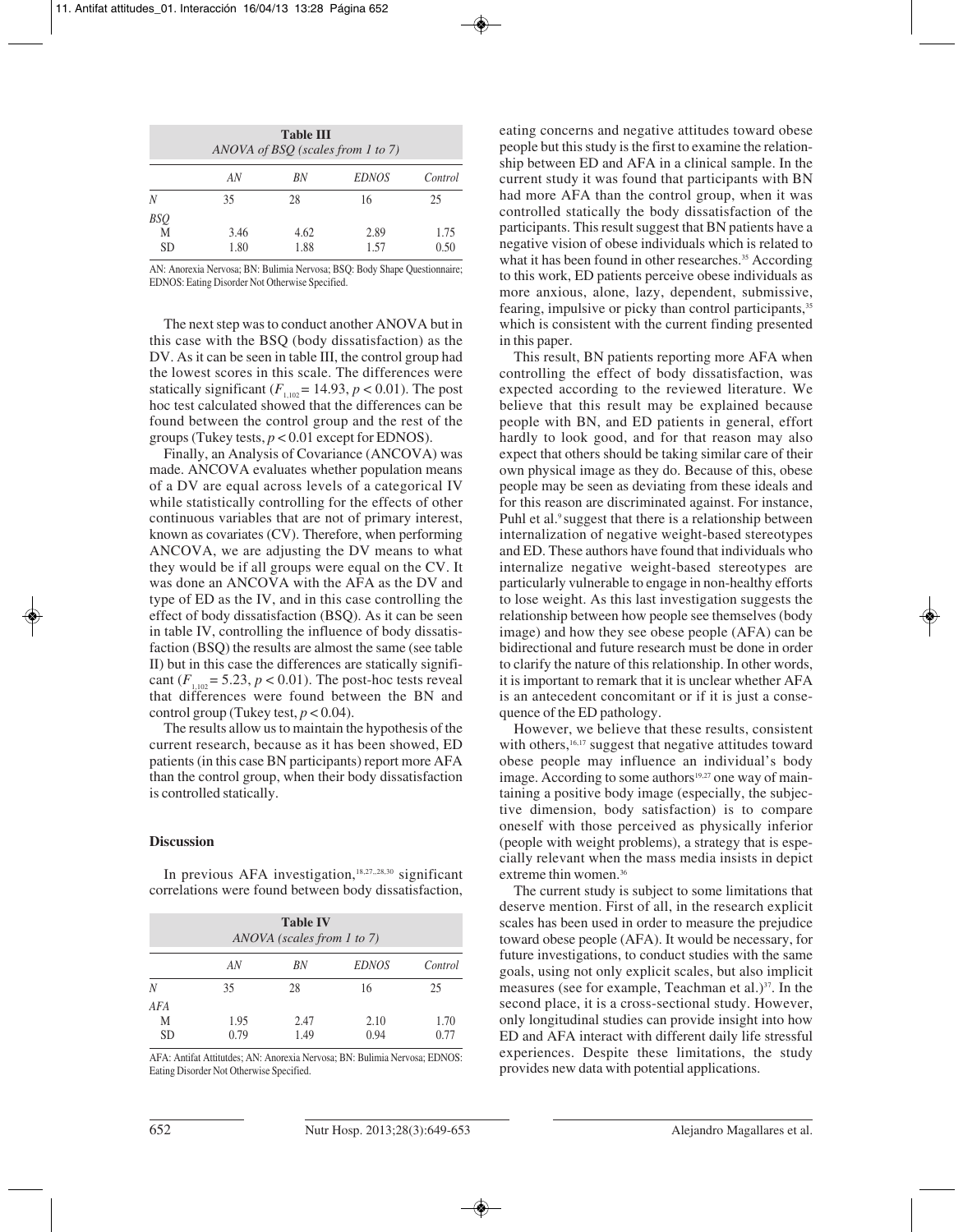**Table III**
*ANOVA of BSQ (scales from 1 to 7)*

| | AN | BN | EDNOS | Control |
|---|---|---|---|---|
| N | 35 | 28 | 16 | 25 |
| BSQ | | | | |
| M | 3.46 | 4.62 | 2.89 | 1.75 |
| SD | 1.80 | 1.88 | 1.57 | 0.50 |

AN: Anorexia Nervosa; BN: Bulimia Nervosa; BSQ: Body Shape Questionnaire; EDNOS: Eating Disorder Not Otherwise Specified.

The next step was to conduct another ANOVA but in this case with the BSQ (body dissatisfaction) as the DV. As it can be seen in table III, the control group had the lowest scores in this scale. The differences were statically significant ($F_{1,102} = 14.93$, $p < 0.01$). The post hoc test calculated showed that the differences can be found between the control group and the rest of the groups (Tukey tests, $p < 0.01$ except for EDNOS).

Finally, an Analysis of Covariance (ANCOVA) was made. ANCOVA evaluates whether population means of a DV are equal across levels of a categorical IV while statistically controlling for the effects of other continuous variables that are not of primary interest, known as covariates (CV). Therefore, when performing ANCOVA, we are adjusting the DV means to what they would be if all groups were equal on the CV. It was done an ANCOVA with the AFA as the DV and type of ED as the IV, and in this case controlling the effect of body dissatisfaction (BSQ). As it can be seen in table IV, controlling the influence of body dissatisfaction (BSQ) the results are almost the same (see table II) but in this case the differences are statically significant ($F_{1,102} = 5.23$, $p < 0.01$). The post-hoc tests reveal that differences were found between the BN and control group (Tukey test, $p < 0.04$).

The results allow us to maintain the hypothesis of the current research, because as it has been showed, ED patients (in this case BN participants) report more AFA than the control group, when their body dissatisfaction is controlled statically.

## Discussion

In previous AFA investigation,[18,27,,28,30] significant correlations were found between body dissatisfaction, eating concerns and negative attitudes toward obese people but this study is the first to examine the relationship between ED and AFA in a clinical sample. In the current study it was found that participants with BN had more AFA than the control group, when it was controlled statically the body dissatisfaction of the participants. This result suggest that BN patients have a negative vision of obese individuals which is related to what it has been found in other researches.[35] According to this work, ED patients perceive obese individuals as more anxious, alone, lazy, dependent, submissive, fearing, impulsive or picky than control participants,[35] which is consistent with the current finding presented in this paper.

This result, BN patients reporting more AFA when controlling the effect of body dissatisfaction, was expected according to the reviewed literature. We believe that this result may be explained because people with BN, and ED patients in general, effort hardly to look good, and for that reason may also expect that others should be taking similar care of their own physical image as they do. Because of this, obese people may be seen as deviating from these ideals and for this reason are discriminated against. For instance, Puhl et al.[9] suggest that there is a relationship between internalization of negative weight-based stereotypes and ED. These authors have found that individuals who internalize negative weight-based stereotypes are particularly vulnerable to engage in non-healthy efforts to lose weight. As this last investigation suggests the relationship between how people see themselves (body image) and how they see obese people (AFA) can be bidirectional and future research must be done in order to clarify the nature of this relationship. In other words, it is important to remark that it is unclear whether AFA is an antecedent concomitant or if it is just a consequence of the ED pathology.

However, we believe that these results, consistent with others,[16,17] suggest that negative attitudes toward obese people may influence an individual's body image. According to some authors[19,27] one way of maintaining a positive body image (especially, the subjective dimension, body satisfaction) is to compare oneself with those perceived as physically inferior (people with weight problems), a strategy that is especially relevant when the mass media insists in depict extreme thin women.[36]

The current study is subject to some limitations that deserve mention. First of all, in the research explicit scales has been used in order to measure the prejudice toward obese people (AFA). It would be necessary, for future investigations, to conduct studies with the same goals, using not only explicit scales, but also implicit measures (see for example, Teachman et al.)[37]. In the second place, it is a cross-sectional study. However, only longitudinal studies can provide insight into how ED and AFA interact with different daily life stressful experiences. Despite these limitations, the study provides new data with potential applications.

**Table IV**
*ANOVA (scales from 1 to 7)*

| | AN | BN | EDNOS | Control |
|---|---|---|---|---|
| N | 35 | 28 | 16 | 25 |
| AFA | | | | |
| M | 1.95 | 2.47 | 2.10 | 1.70 |
| SD | 0.79 | 1.49 | 0.94 | 0.77 |

AFA: Antifat Attitutdes; AN: Anorexia Nervosa; BN: Bulimia Nervosa; EDNOS: Eating Disorder Not Otherwise Specified.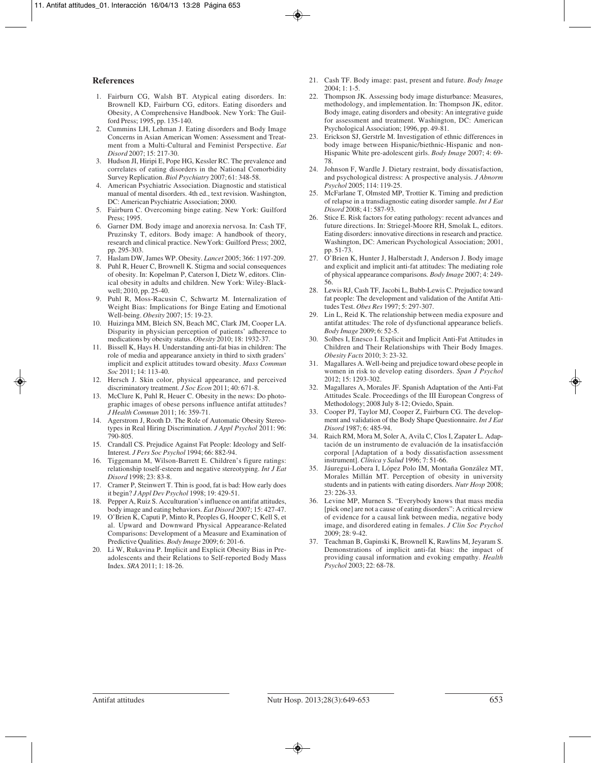## References

1. Fairburn CG, Walsh BT. Atypical eating disorders. In: Brownell KD, Fairburn CG, editors. Eating disorders and Obesity, A Comprehensive Handbook. New York: The Guilford Press; 1995, pp. 135-140.
2. Cummins LH, Lehman J. Eating disorders and Body Image Concerns in Asian American Women: Assessment and Treatment from a Multi-Cultural and Feminist Perspective. *Eat Disord* 2007; 15: 217-30.
3. Hudson JI, Hiripi E, Pope HG, Kessler RC. The prevalence and correlates of eating disorders in the National Comorbidity Survey Replication. *Biol Psychiatry* 2007; 61: 348-58.
4. American Psychiatric Association. Diagnostic and statistical manual of mental disorders. 4th ed., text revision. Washington, DC: American Psychiatric Association; 2000.
5. Fairburn C. Overcoming binge eating. New York: Guilford Press; 1995.
6. Garner DM. Body image and anorexia nervosa. In: Cash TF, Pruzinsky T, editors. Body image: A handbook of theory, research and clinical practice. NewYork: Guilford Press; 2002, pp. 295-303.
7. Haslam DW, James WP. Obesity. *Lancet* 2005; 366: 1197-209.
8. Puhl R, Heuer C, Brownell K. Stigma and social consequences of obesity. In: Kopelman P, Caterson I, Dietz W, editors. Clinical obesity in adults and children. New York: Wiley-Blackwell; 2010, pp. 25-40.
9. Puhl R, Moss-Racusin C, Schwartz M. Internalization of Weight Bias: Implications for Binge Eating and Emotional Well-being. *Obesity* 2007; 15: 19-23.
10. Huizinga MM, Bleich SN, Beach MC, Clark JM, Cooper LA. Disparity in physician perception of patients' adherence to medications by obesity status. *Obesity* 2010; 18: 1932-37.
11. Bissell K, Hays H. Understanding anti-fat bias in children: The role of media and appearance anxiety in third to sixth graders' implicit and explicit attitudes toward obesity. *Mass Commun Soc* 2011; 14: 113-40.
12. Hersch J. Skin color, physical appearance, and perceived discriminatory treatment. *J Soc Econ* 2011; 40: 671-8.
13. McClure K, Puhl R, Heuer C. Obesity in the news: Do photographic images of obese persons influence antifat attitudes? *J Health Commun* 2011; 16: 359-71.
14. Agerstrom J, Rooth D. The Role of Automatic Obesity Stereotypes in Real Hiring Discrimination. *J Appl Psychol* 2011: 96: 790-805.
15. Crandall CS. Prejudice Against Fat People: Ideology and Self-Interest. *J Pers Soc Psychol* 1994; 66: 882-94.
16. Tiggemann M, Wilson-Barrett E. Children's figure ratings: relationship toself-esteem and negative stereotyping. *Int J Eat Disord* 1998; 23: 83-8.
17. Cramer P, Steinwert T. Thin is good, fat is bad: How early does it begin? *J Appl Dev Psychol* 1998; 19: 429-51.
18. Pepper A, Ruiz S. Acculturation's influence on antifat attitudes, body image and eating behaviors. *Eat Disord* 2007; 15: 427-47.
19. O'Brien K, Caputi P, Minto R, Peoples G, Hooper C, Kell S, et al. Upward and Downward Physical Appearance-Related Comparisons: Development of a Measure and Examination of Predictive Qualities. *Body Image* 2009; 6: 201-6.
20. Li W, Rukavina P. Implicit and Explicit Obesity Bias in Preadolescents and their Relations to Self-reported Body Mass Index. *SRA* 2011; 1: 18-26.
21. Cash TF. Body image: past, present and future. *Body Image* 2004; 1: 1-5.
22. Thompson JK. Assessing body image disturbance: Measures, methodology, and implementation. In: Thompson JK, editor. Body image, eating disorders and obesity: An integrative guide for assessment and treatment. Washington, DC: American Psychological Association; 1996, pp. 49-81.
23. Erickson SJ, Gerstrle M. Investigation of ethnic differences in body image between Hispanic/biethnic-Hispanic and non-Hispanic White pre-adolescent girls. *Body Image* 2007; 4: 69-78.
24. Johnson F, Wardle J. Dietary restraint, body dissatisfaction, and psychological distress: A prospective analysis. *J Abnorm Psychol* 2005; 114: 119-25.
25. McFarlane T, Olmsted MP, Trottier K. Timing and prediction of relapse in a transdiagnostic eating disorder sample. *Int J Eat Disord* 2008; 41: 587-93.
26. Stice E. Risk factors for eating pathology: recent advances and future directions. In: Striegel-Moore RH, Smolak L, editors. Eating disorders: innovative directions in research and practice. Washington, DC: American Psychological Association; 2001, pp. 51-73.
27. O'Brien K, Hunter J, Halberstadt J, Anderson J. Body image and explicit and implicit anti-fat attitudes: The mediating role of physical appearance comparisons. *Body Image* 2007; 4: 249-56.
28. Lewis RJ, Cash TF, Jacobi L, Bubb-Lewis C. Prejudice toward fat people: The development and validation of the Antifat Attitudes Test. *Obes Res* 1997; 5: 297-307.
29. Lin L, Reid K. The relationship between media exposure and antifat attitudes: The role of dysfunctional appearance beliefs. *Body Image* 2009; 6: 52-5.
30. Solbes I, Enesco I. Explicit and Implicit Anti-Fat Attitudes in Children and Their Relationships with Their Body Images. *Obesity Facts* 2010; 3: 23-32.
31. Magallares A. Well-being and prejudice toward obese people in women in risk to develop eating disorders. *Span J Psychol* 2012; 15: 1293-302.
32. Magallares A, Morales JF. Spanish Adaptation of the Anti-Fat Attitudes Scale. Proceedings of the III European Congress of Methodology; 2008 July 8-12; Oviedo, Spain.
33. Cooper PJ, Taylor MJ, Cooper Z, Fairburn CG. The development and validation of the Body Shape Questionnaire. *Int J Eat Disord* 1987; 6: 485-94.
34. Raich RM, Mora M, Soler A, Avila C, Clos I, Zapater L. Adaptación de un instrumento de evaluación de la insatisfacción corporal [Adaptation of a body dissatisfaction assessment instrument]. *Clínica y Salud* 1996; 7: 51-66.
35. Jáuregui-Lobera I, López Polo IM, Montaña González MT, Morales Millán MT. Perception of obesity in university students and in patients with eating disorders. *Nutr Hosp* 2008; 23: 226-33.
36. Levine MP, Murnen S. "Everybody knows that mass media [pick one] are not a cause of eating disorders": A critical review of evidence for a causal link between media, negative body image, and disordered eating in females. *J Clin Soc Psychol* 2009; 28: 9-42.
37. Teachman B, Gapinski K, Brownell K, Rawlins M, Jeyaram S. Demonstrations of implicit anti-fat bias: the impact of providing causal information and evoking empathy. *Health Psychol* 2003; 22: 68-78.